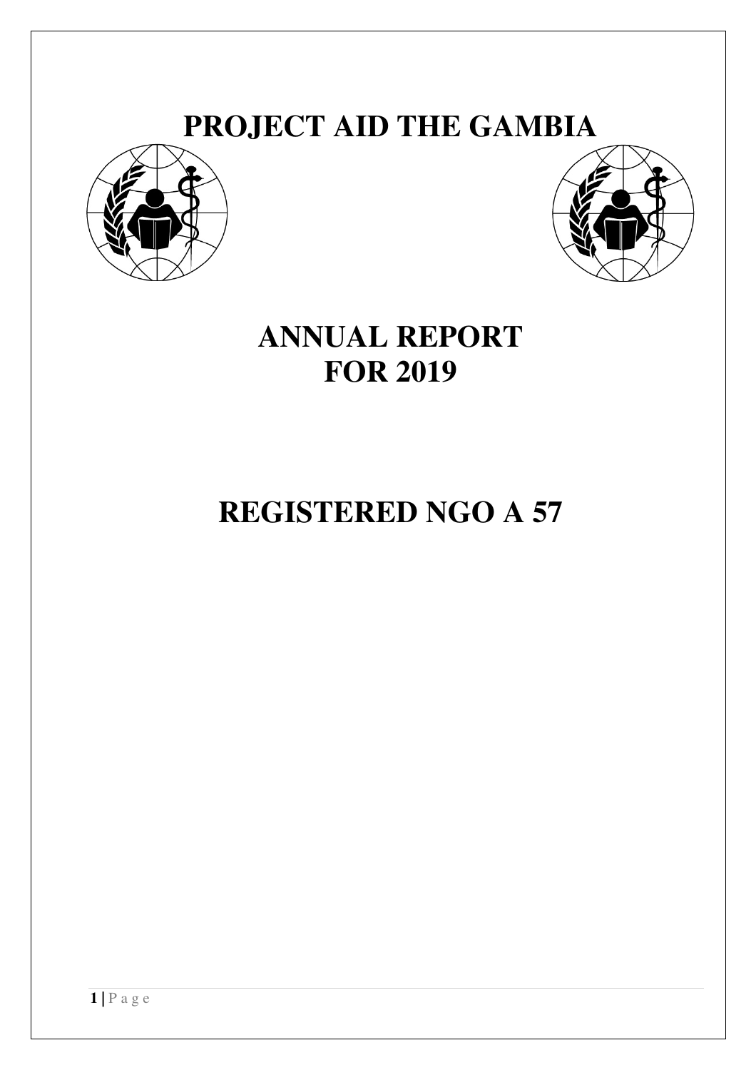# PROJECT AID THE GAMBIA

# ANNUAL REPORT
# FOR 2019

# REGISTERED NGO A 57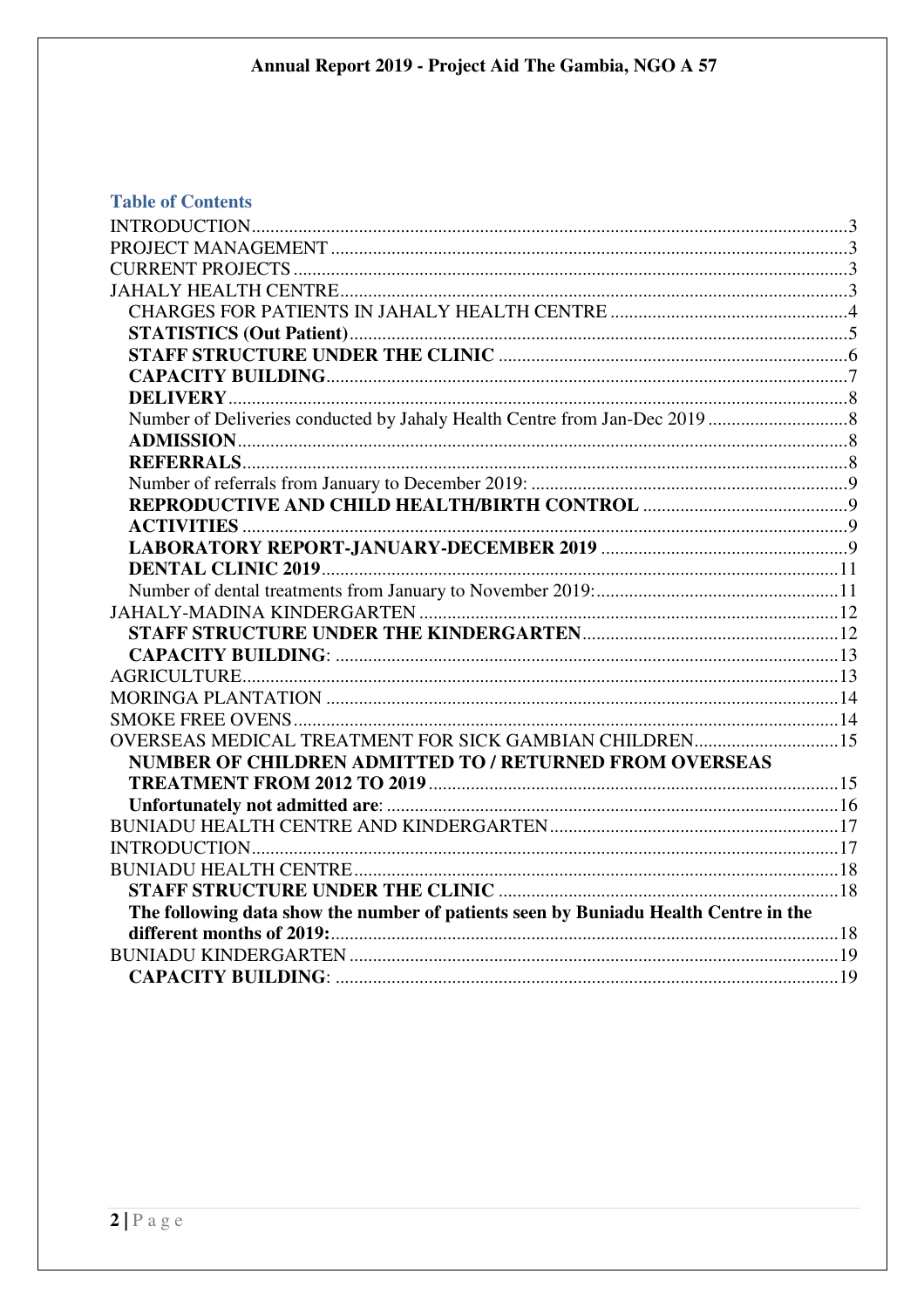## Table of Contents

- INTRODUCTION ... 3
- PROJECT MANAGEMENT ... 3
- CURRENT PROJECTS ... 3
- JAHALY HEALTH CENTRE ... 3
  - CHARGES FOR PATIENTS IN JAHALY HEALTH CENTRE ... 4
  - **STATISTICS (Out Patient)** ... 5
  - **STAFF STRUCTURE UNDER THE CLINIC** ... 6
  - **CAPACITY BUILDING** ... 7
  - **DELIVERY** ... 8
  - Number of Deliveries conducted by Jahaly Health Centre from Jan-Dec 2019 ... 8
  - **ADMISSION** ... 8
  - **REFERRALS** ... 8
  - Number of referrals from January to December 2019: ... 9
  - **REPRODUCTIVE AND CHILD HEALTH/BIRTH CONTROL** ... 9
  - **ACTIVITIES** ... 9
  - **LABORATORY REPORT-JANUARY-DECEMBER 2019** ... 9
  - **DENTAL CLINIC 2019** ... 11
  - Number of dental treatments from January to November 2019: ... 11
- JAHALY-MADINA KINDERGARTEN ... 12
  - **STAFF STRUCTURE UNDER THE KINDERGARTEN** ... 12
  - **CAPACITY BUILDING**: ... 13
- AGRICULTURE ... 13
- MORINGA PLANTATION ... 14
- SMOKE FREE OVENS ... 14
- OVERSEAS MEDICAL TREATMENT FOR SICK GAMBIAN CHILDREN ... 15
  - **NUMBER OF CHILDREN ADMITTED TO / RETURNED FROM OVERSEAS TREATMENT FROM 2012 TO 2019** ... 15
  - **Unfortunately not admitted are**: ... 16
- BUNIADU HEALTH CENTRE AND KINDERGARTEN ... 17
- INTRODUCTION ... 17
- BUNIADU HEALTH CENTRE ... 18
  - **STAFF STRUCTURE UNDER THE CLINIC** ... 18
  - **The following data show the number of patients seen by Buniadu Health Centre in the different months of 2019:** ... 18
- BUNIADU KINDERGARTEN ... 19
  - **CAPACITY BUILDING**: ... 19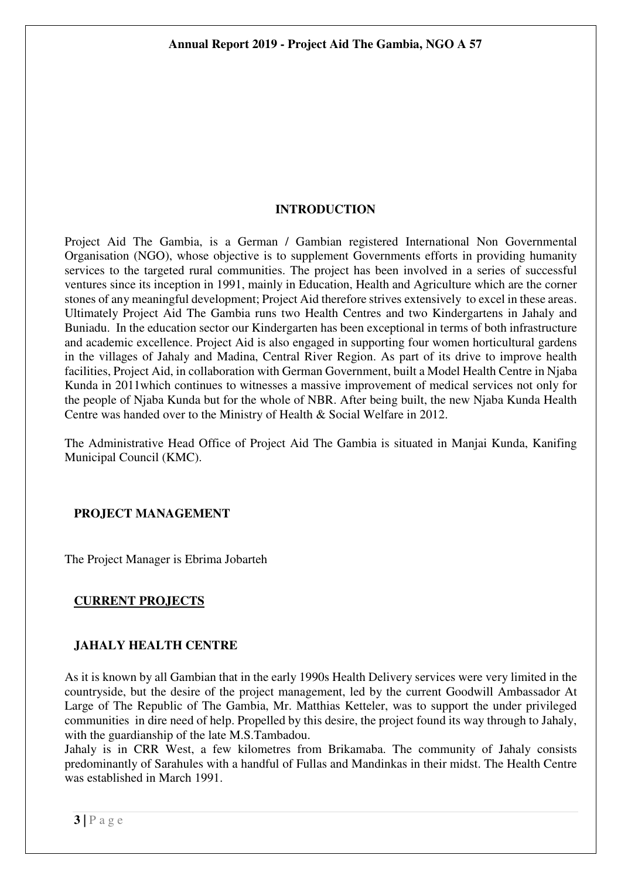## INTRODUCTION

Project Aid The Gambia, is a German / Gambian registered International Non Governmental Organisation (NGO), whose objective is to supplement Governments efforts in providing humanity services to the targeted rural communities. The project has been involved in a series of successful ventures since its inception in 1991, mainly in Education, Health and Agriculture which are the corner stones of any meaningful development; Project Aid therefore strives extensively to excel in these areas. Ultimately Project Aid The Gambia runs two Health Centres and two Kindergartens in Jahaly and Buniadu. In the education sector our Kindergarten has been exceptional in terms of both infrastructure and academic excellence. Project Aid is also engaged in supporting four women horticultural gardens in the villages of Jahaly and Madina, Central River Region. As part of its drive to improve health facilities, Project Aid, in collaboration with German Government, built a Model Health Centre in Njaba Kunda in 2011which continues to witnesses a massive improvement of medical services not only for the people of Njaba Kunda but for the whole of NBR. After being built, the new Njaba Kunda Health Centre was handed over to the Ministry of Health & Social Welfare in 2012.

The Administrative Head Office of Project Aid The Gambia is situated in Manjai Kunda, Kanifing Municipal Council (KMC).

## PROJECT MANAGEMENT

The Project Manager is Ebrima Jobarteh

## CURRENT PROJECTS

### JAHALY HEALTH CENTRE

As it is known by all Gambian that in the early 1990s Health Delivery services were very limited in the countryside, but the desire of the project management, led by the current Goodwill Ambassador At Large of The Republic of The Gambia, Mr. Matthias Ketteler, was to support the under privileged communities in dire need of help. Propelled by this desire, the project found its way through to Jahaly, with the guardianship of the late M.S.Tambadou.

Jahaly is in CRR West, a few kilometres from Brikamaba. The community of Jahaly consists predominantly of Sarahules with a handful of Fullas and Mandinkas in their midst. The Health Centre was established in March 1991.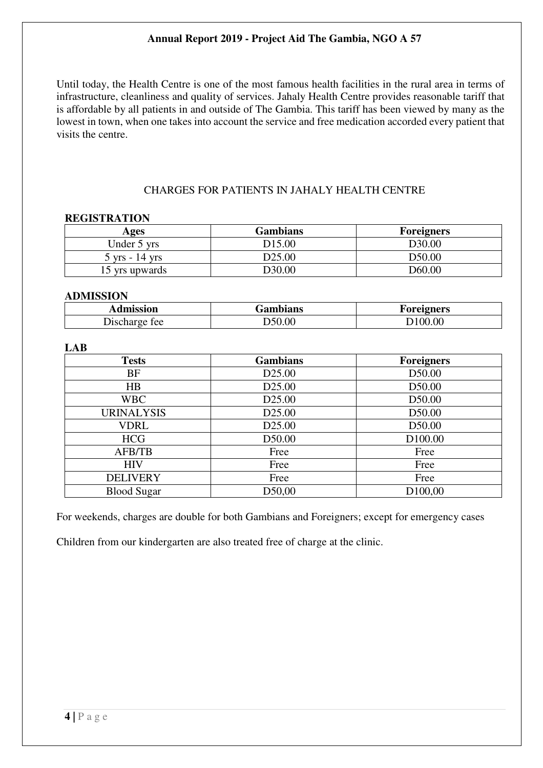Until today, the Health Centre is one of the most famous health facilities in the rural area in terms of infrastructure, cleanliness and quality of services. Jahaly Health Centre provides reasonable tariff that is affordable by all patients in and outside of The Gambia. This tariff has been viewed by many as the lowest in town, when one takes into account the service and free medication accorded every patient that visits the centre.

## CHARGES FOR PATIENTS IN JAHALY HEALTH CENTRE

**REGISTRATION**

| Ages | Gambians | Foreigners |
|---|---|---|
| Under 5 yrs | D15.00 | D30.00 |
| 5 yrs - 14 yrs | D25.00 | D50.00 |
| 15 yrs upwards | D30.00 | D60.00 |

**ADMISSION**

| Admission | Gambians | Foreigners |
|---|---|---|
| Discharge fee | D50.00 | D100.00 |

**LAB**

| Tests | Gambians | Foreigners |
|---|---|---|
| BF | D25.00 | D50.00 |
| HB | D25.00 | D50.00 |
| WBC | D25.00 | D50.00 |
| URINALYSIS | D25.00 | D50.00 |
| VDRL | D25.00 | D50.00 |
| HCG | D50.00 | D100.00 |
| AFB/TB | Free | Free |
| HIV | Free | Free |
| DELIVERY | Free | Free |
| Blood Sugar | D50,00 | D100,00 |

For weekends, charges are double for both Gambians and Foreigners; except for emergency cases

Children from our kindergarten are also treated free of charge at the clinic.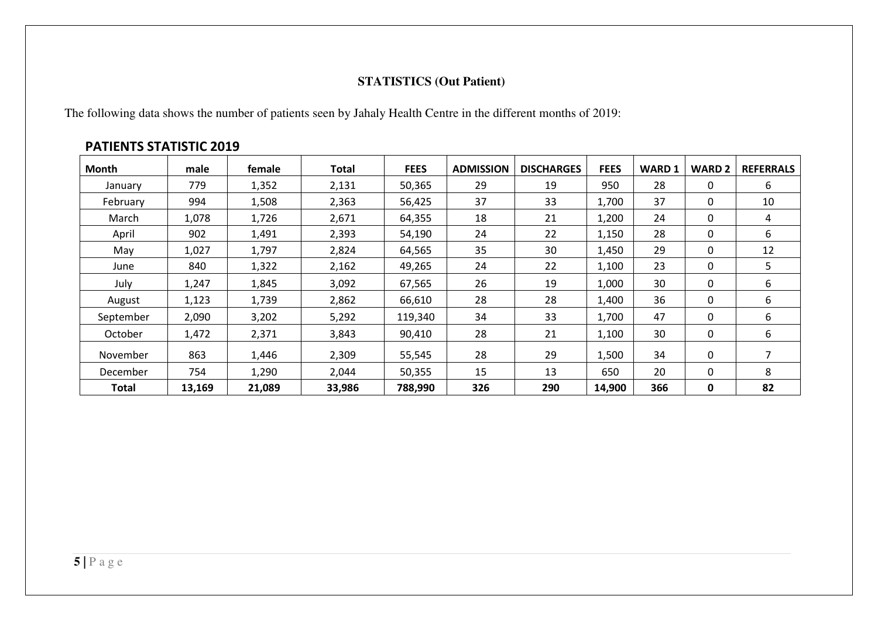**STATISTICS (Out Patient)**

The following data shows the number of patients seen by Jahaly Health Centre in the different months of 2019:

**PATIENTS STATISTIC 2019**

| Month | male | female | Total | FEES | ADMISSION | DISCHARGES | FEES | WARD 1 | WARD 2 | REFERRALS |
|---|---|---|---|---|---|---|---|---|---|---|
| January | 779 | 1,352 | 2,131 | 50,365 | 29 | 19 | 950 | 28 | 0 | 6 |
| February | 994 | 1,508 | 2,363 | 56,425 | 37 | 33 | 1,700 | 37 | 0 | 10 |
| March | 1,078 | 1,726 | 2,671 | 64,355 | 18 | 21 | 1,200 | 24 | 0 | 4 |
| April | 902 | 1,491 | 2,393 | 54,190 | 24 | 22 | 1,150 | 28 | 0 | 6 |
| May | 1,027 | 1,797 | 2,824 | 64,565 | 35 | 30 | 1,450 | 29 | 0 | 12 |
| June | 840 | 1,322 | 2,162 | 49,265 | 24 | 22 | 1,100 | 23 | 0 | 5 |
| July | 1,247 | 1,845 | 3,092 | 67,565 | 26 | 19 | 1,000 | 30 | 0 | 6 |
| August | 1,123 | 1,739 | 2,862 | 66,610 | 28 | 28 | 1,400 | 36 | 0 | 6 |
| September | 2,090 | 3,202 | 5,292 | 119,340 | 34 | 33 | 1,700 | 47 | 0 | 6 |
| October | 1,472 | 2,371 | 3,843 | 90,410 | 28 | 21 | 1,100 | 30 | 0 | 6 |
| November | 863 | 1,446 | 2,309 | 55,545 | 28 | 29 | 1,500 | 34 | 0 | 7 |
| December | 754 | 1,290 | 2,044 | 50,355 | 15 | 13 | 650 | 20 | 0 | 8 |
| **Total** | **13,169** | **21,089** | **33,986** | **788,990** | **326** | **290** | **14,900** | **366** | **0** | **82** |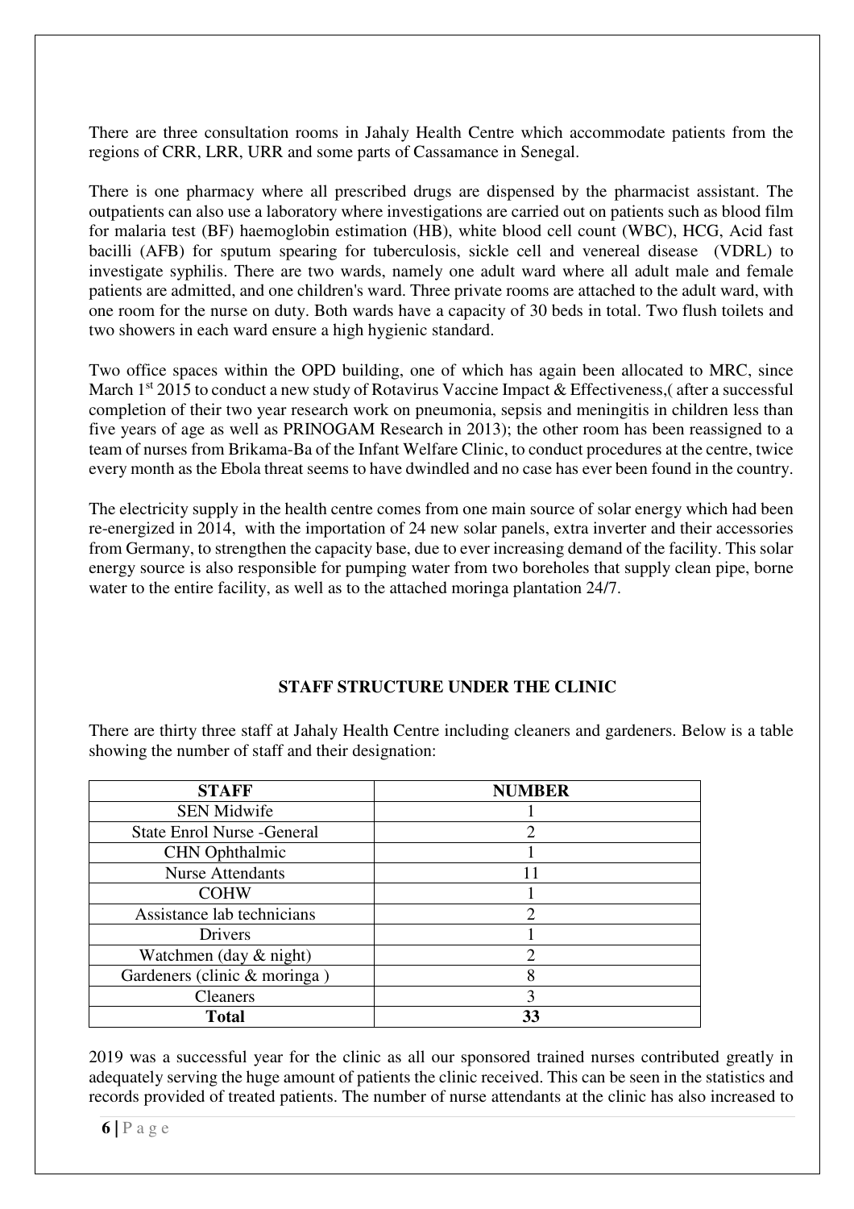There are three consultation rooms in Jahaly Health Centre which accommodate patients from the regions of CRR, LRR, URR and some parts of Cassamance in Senegal.

There is one pharmacy where all prescribed drugs are dispensed by the pharmacist assistant. The outpatients can also use a laboratory where investigations are carried out on patients such as blood film for malaria test (BF) haemoglobin estimation (HB), white blood cell count (WBC), HCG, Acid fast bacilli (AFB) for sputum spearing for tuberculosis, sickle cell and venereal disease (VDRL) to investigate syphilis. There are two wards, namely one adult ward where all adult male and female patients are admitted, and one children's ward. Three private rooms are attached to the adult ward, with one room for the nurse on duty. Both wards have a capacity of 30 beds in total. Two flush toilets and two showers in each ward ensure a high hygienic standard.

Two office spaces within the OPD building, one of which has again been allocated to MRC, since March 1st 2015 to conduct a new study of Rotavirus Vaccine Impact & Effectiveness,( after a successful completion of their two year research work on pneumonia, sepsis and meningitis in children less than five years of age as well as PRINOGAM Research in 2013); the other room has been reassigned to a team of nurses from Brikama-Ba of the Infant Welfare Clinic, to conduct procedures at the centre, twice every month as the Ebola threat seems to have dwindled and no case has ever been found in the country.

The electricity supply in the health centre comes from one main source of solar energy which had been re-energized in 2014, with the importation of 24 new solar panels, extra inverter and their accessories from Germany, to strengthen the capacity base, due to ever increasing demand of the facility. This solar energy source is also responsible for pumping water from two boreholes that supply clean pipe, borne water to the entire facility, as well as to the attached moringa plantation 24/7.

## STAFF STRUCTURE UNDER THE CLINIC

There are thirty three staff at Jahaly Health Centre including cleaners and gardeners. Below is a table showing the number of staff and their designation:

| STAFF | NUMBER |
|---|---|
| SEN Midwife | 1 |
| State Enrol Nurse -General | 2 |
| CHN Ophthalmic | 1 |
| Nurse Attendants | 11 |
| COHW | 1 |
| Assistance lab technicians | 2 |
| Drivers | 1 |
| Watchmen (day & night) | 2 |
| Gardeners (clinic & moringa ) | 8 |
| Cleaners | 3 |
| **Total** | **33** |

2019 was a successful year for the clinic as all our sponsored trained nurses contributed greatly in adequately serving the huge amount of patients the clinic received. This can be seen in the statistics and records provided of treated patients. The number of nurse attendants at the clinic has also increased to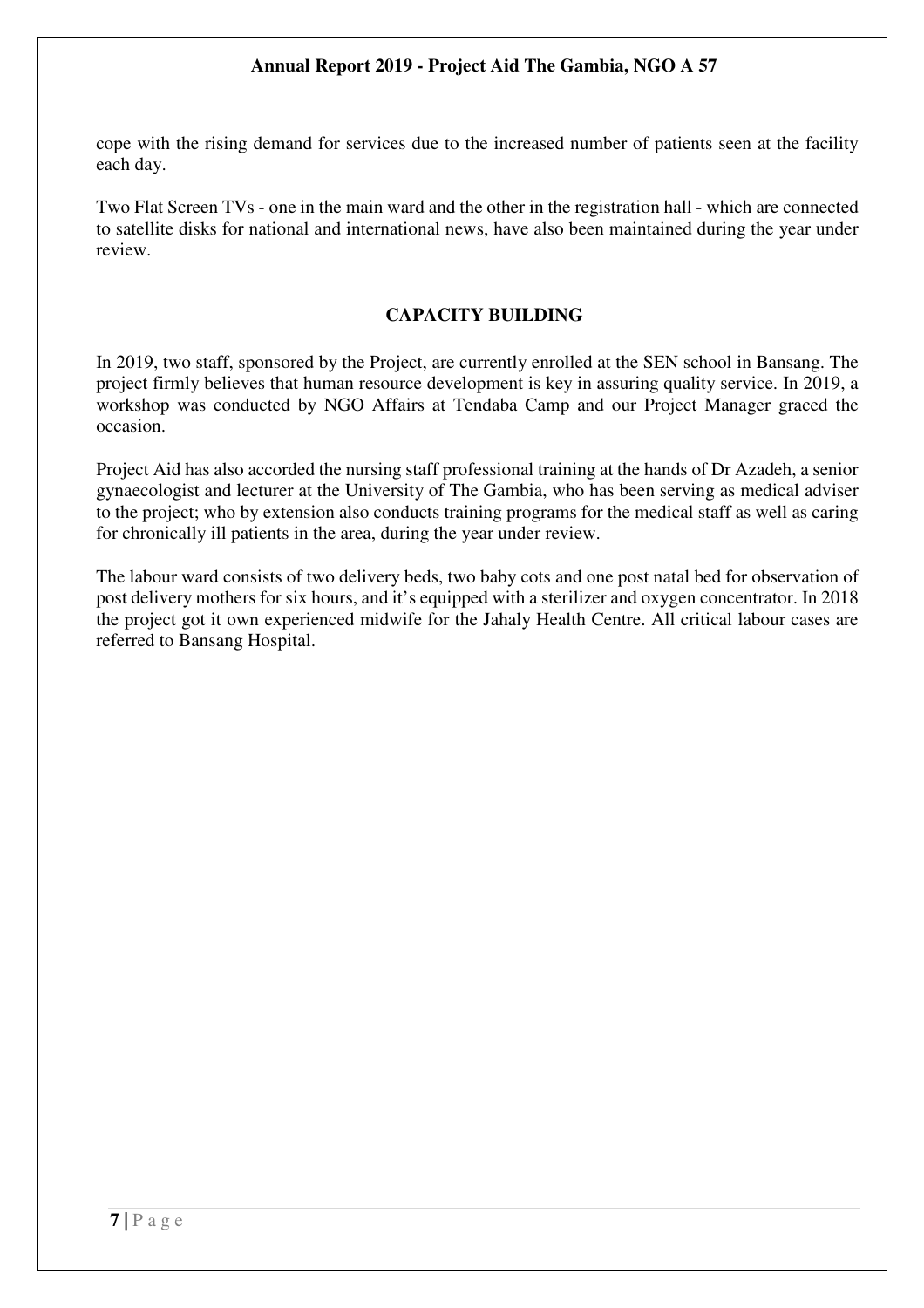cope with the rising demand for services due to the increased number of patients seen at the facility each day.

Two Flat Screen TVs - one in the main ward and the other in the registration hall - which are connected to satellite disks for national and international news, have also been maintained during the year under review.

## CAPACITY BUILDING

In 2019, two staff, sponsored by the Project, are currently enrolled at the SEN school in Bansang. The project firmly believes that human resource development is key in assuring quality service. In 2019, a workshop was conducted by NGO Affairs at Tendaba Camp and our Project Manager graced the occasion.

Project Aid has also accorded the nursing staff professional training at the hands of Dr Azadeh, a senior gynaecologist and lecturer at the University of The Gambia, who has been serving as medical adviser to the project; who by extension also conducts training programs for the medical staff as well as caring for chronically ill patients in the area, during the year under review.

The labour ward consists of two delivery beds, two baby cots and one post natal bed for observation of post delivery mothers for six hours, and it's equipped with a sterilizer and oxygen concentrator. In 2018 the project got it own experienced midwife for the Jahaly Health Centre. All critical labour cases are referred to Bansang Hospital.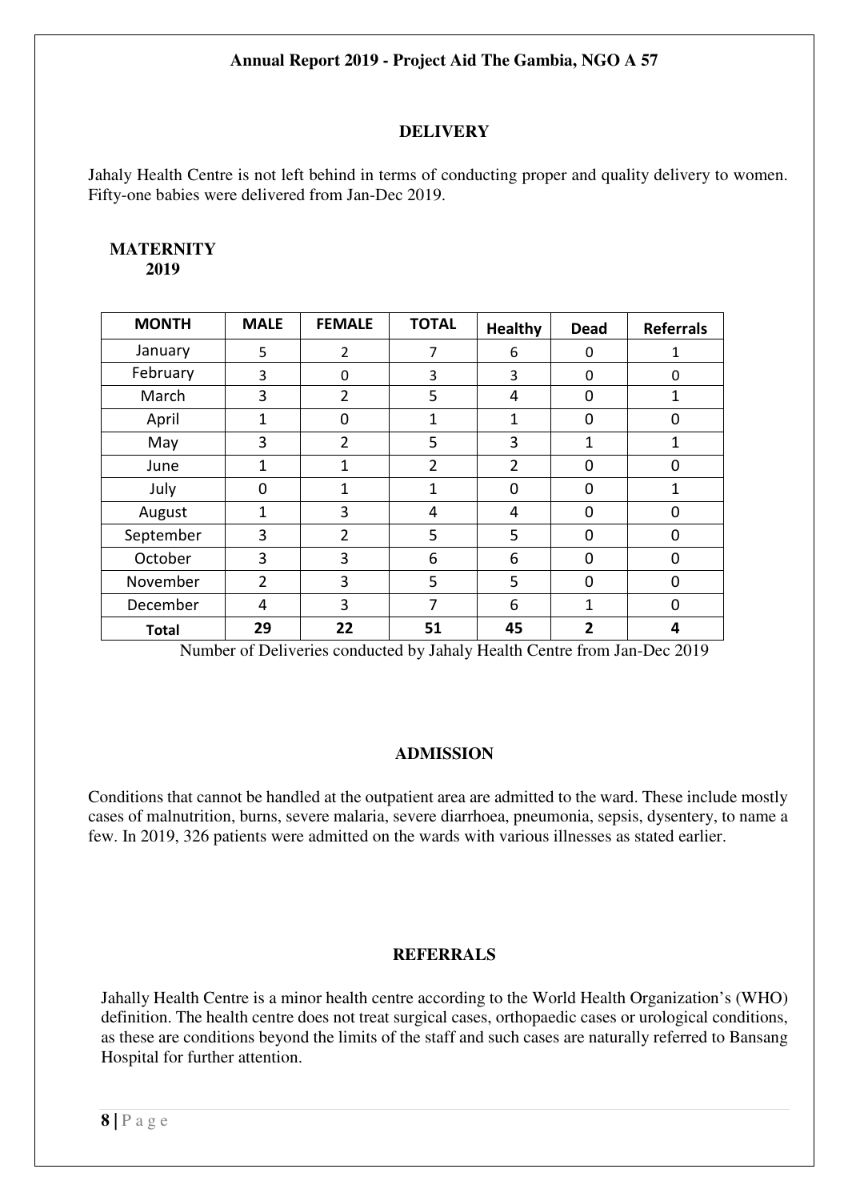## DELIVERY

Jahaly Health Centre is not left behind in terms of conducting proper and quality delivery to women. Fifty-one babies were delivered from Jan-Dec 2019.

**MATERNITY 2019**

| MONTH | MALE | FEMALE | TOTAL | Healthy | Dead | Referrals |
|---|---|---|---|---|---|---|
| January | 5 | 2 | 7 | 6 | 0 | 1 |
| February | 3 | 0 | 3 | 3 | 0 | 0 |
| March | 3 | 2 | 5 | 4 | 0 | 1 |
| April | 1 | 0 | 1 | 1 | 0 | 0 |
| May | 3 | 2 | 5 | 3 | 1 | 1 |
| June | 1 | 1 | 2 | 2 | 0 | 0 |
| July | 0 | 1 | 1 | 0 | 0 | 1 |
| August | 1 | 3 | 4 | 4 | 0 | 0 |
| September | 3 | 2 | 5 | 5 | 0 | 0 |
| October | 3 | 3 | 6 | 6 | 0 | 0 |
| November | 2 | 3 | 5 | 5 | 0 | 0 |
| December | 4 | 3 | 7 | 6 | 1 | 0 |
| **Total** | **29** | **22** | **51** | **45** | **2** | **4** |

Number of Deliveries conducted by Jahaly Health Centre from Jan-Dec 2019

## ADMISSION

Conditions that cannot be handled at the outpatient area are admitted to the ward. These include mostly cases of malnutrition, burns, severe malaria, severe diarrhoea, pneumonia, sepsis, dysentery, to name a few. In 2019, 326 patients were admitted on the wards with various illnesses as stated earlier.

## REFERRALS

Jahally Health Centre is a minor health centre according to the World Health Organization's (WHO) definition. The health centre does not treat surgical cases, orthopaedic cases or urological conditions, as these are conditions beyond the limits of the staff and such cases are naturally referred to Bansang Hospital for further attention.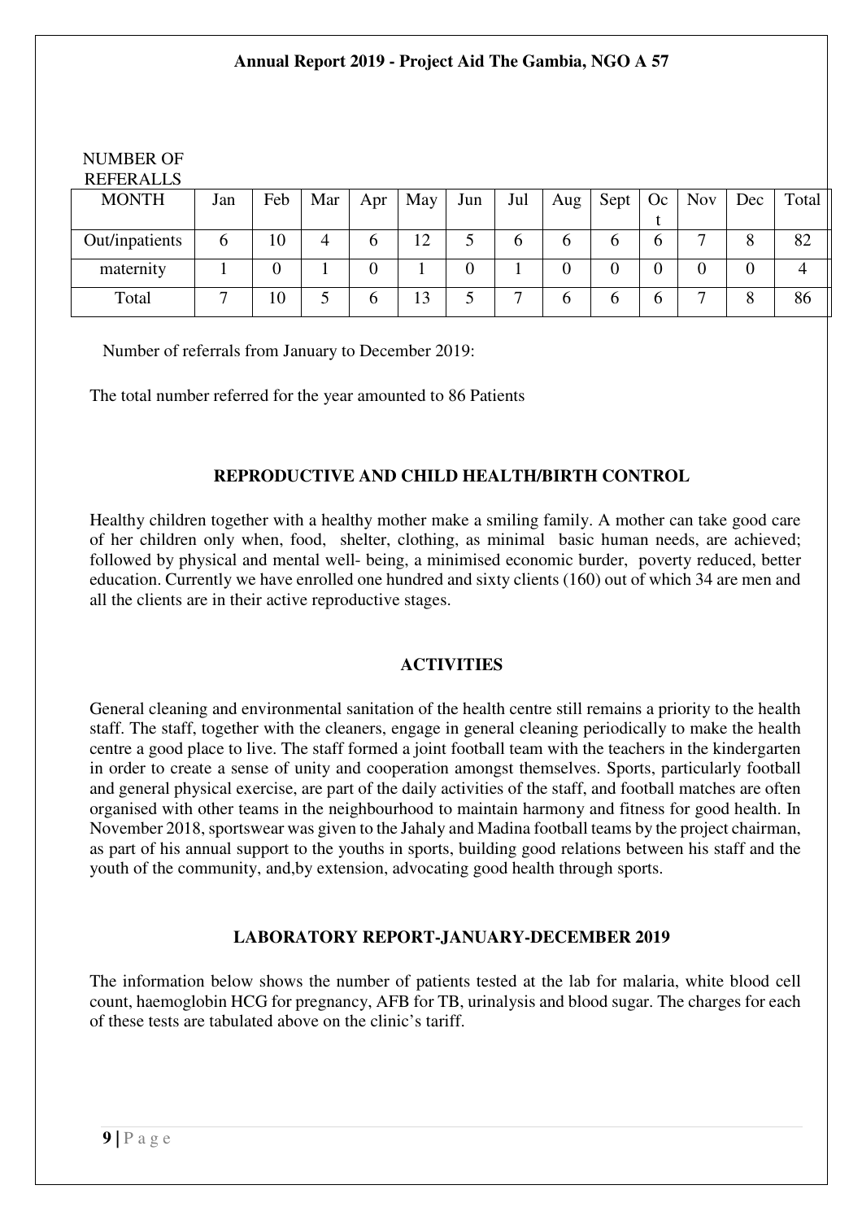NUMBER OF REFERALLS

| MONTH | Jan | Feb | Mar | Apr | May | Jun | Jul | Aug | Sept | Oct | Nov | Dec | Total |
|---|---|---|---|---|---|---|---|---|---|---|---|---|---|
| Out/inpatients | 6 | 10 | 4 | 6 | 12 | 5 | 6 | 6 | 6 | 6 | 7 | 8 | 82 |
| maternity | 1 | 0 | 1 | 0 | 1 | 0 | 1 | 0 | 0 | 0 | 0 | 0 | 4 |
| Total | 7 | 10 | 5 | 6 | 13 | 5 | 7 | 6 | 6 | 6 | 7 | 8 | 86 |

Number of referrals from January to December 2019:

The total number referred for the year amounted to 86 Patients

## REPRODUCTIVE AND CHILD HEALTH/BIRTH CONTROL

Healthy children together with a healthy mother make a smiling family. A mother can take good care of her children only when, food, shelter, clothing, as minimal basic human needs, are achieved; followed by physical and mental well- being, a minimised economic burder, poverty reduced, better education. Currently we have enrolled one hundred and sixty clients (160) out of which 34 are men and all the clients are in their active reproductive stages.

## ACTIVITIES

General cleaning and environmental sanitation of the health centre still remains a priority to the health staff. The staff, together with the cleaners, engage in general cleaning periodically to make the health centre a good place to live. The staff formed a joint football team with the teachers in the kindergarten in order to create a sense of unity and cooperation amongst themselves. Sports, particularly football and general physical exercise, are part of the daily activities of the staff, and football matches are often organised with other teams in the neighbourhood to maintain harmony and fitness for good health. In November 2018, sportswear was given to the Jahaly and Madina football teams by the project chairman, as part of his annual support to the youths in sports, building good relations between his staff and the youth of the community, and,by extension, advocating good health through sports.

## LABORATORY REPORT-JANUARY-DECEMBER 2019

The information below shows the number of patients tested at the lab for malaria, white blood cell count, haemoglobin HCG for pregnancy, AFB for TB, urinalysis and blood sugar. The charges for each of these tests are tabulated above on the clinic's tariff.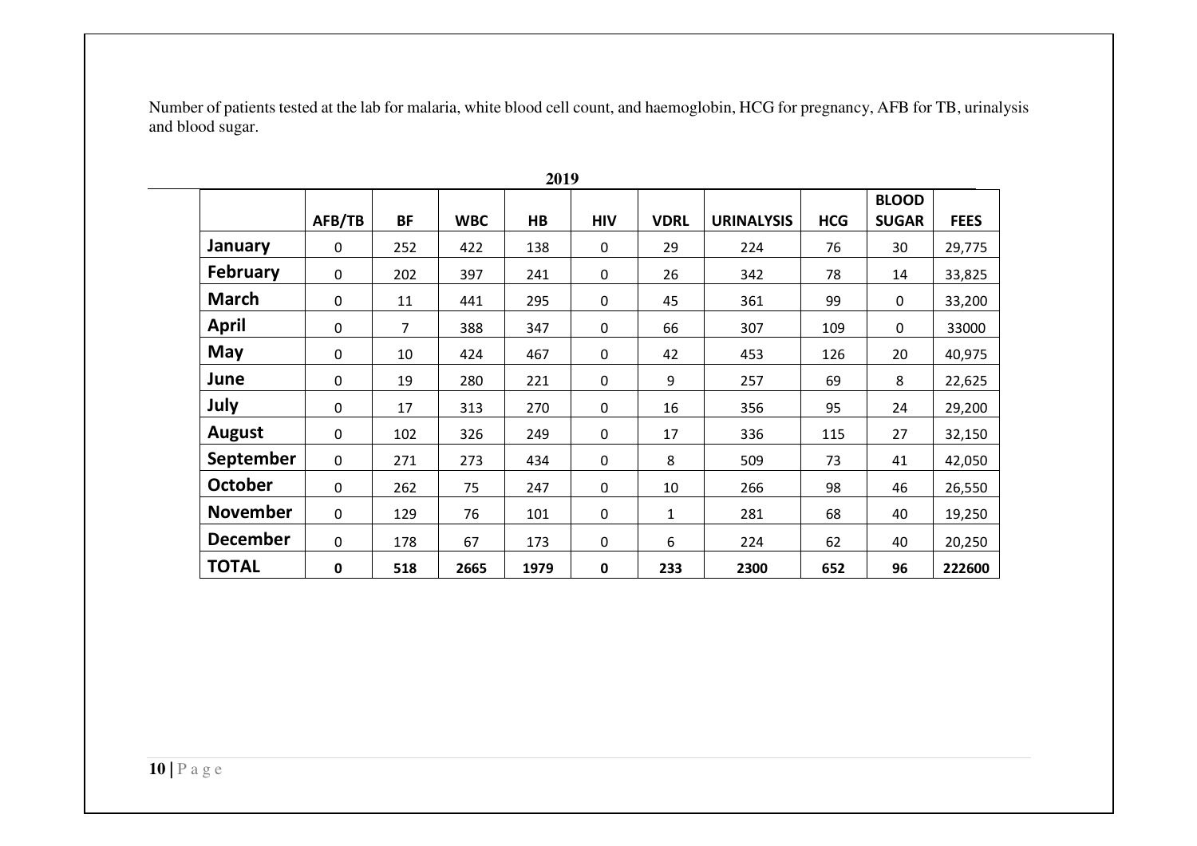Number of patients tested at the lab for malaria, white blood cell count, and haemoglobin, HCG for pregnancy, AFB for TB, urinalysis and blood sugar.

**2019**

| | AFB/TB | BF | WBC | HB | HIV | VDRL | URINALYSIS | HCG | BLOOD SUGAR | FEES |
|---|---|---|---|---|---|---|---|---|---|---|
| **January** | 0 | 252 | 422 | 138 | 0 | 29 | 224 | 76 | 30 | 29,775 |
| **February** | 0 | 202 | 397 | 241 | 0 | 26 | 342 | 78 | 14 | 33,825 |
| **March** | 0 | 11 | 441 | 295 | 0 | 45 | 361 | 99 | 0 | 33,200 |
| **April** | 0 | 7 | 388 | 347 | 0 | 66 | 307 | 109 | 0 | 33000 |
| **May** | 0 | 10 | 424 | 467 | 0 | 42 | 453 | 126 | 20 | 40,975 |
| **June** | 0 | 19 | 280 | 221 | 0 | 9 | 257 | 69 | 8 | 22,625 |
| **July** | 0 | 17 | 313 | 270 | 0 | 16 | 356 | 95 | 24 | 29,200 |
| **August** | 0 | 102 | 326 | 249 | 0 | 17 | 336 | 115 | 27 | 32,150 |
| **September** | 0 | 271 | 273 | 434 | 0 | 8 | 509 | 73 | 41 | 42,050 |
| **October** | 0 | 262 | 75 | 247 | 0 | 10 | 266 | 98 | 46 | 26,550 |
| **November** | 0 | 129 | 76 | 101 | 0 | 1 | 281 | 68 | 40 | 19,250 |
| **December** | 0 | 178 | 67 | 173 | 0 | 6 | 224 | 62 | 40 | 20,250 |
| **TOTAL** | **0** | **518** | **2665** | **1979** | **0** | **233** | **2300** | **652** | **96** | **222600** |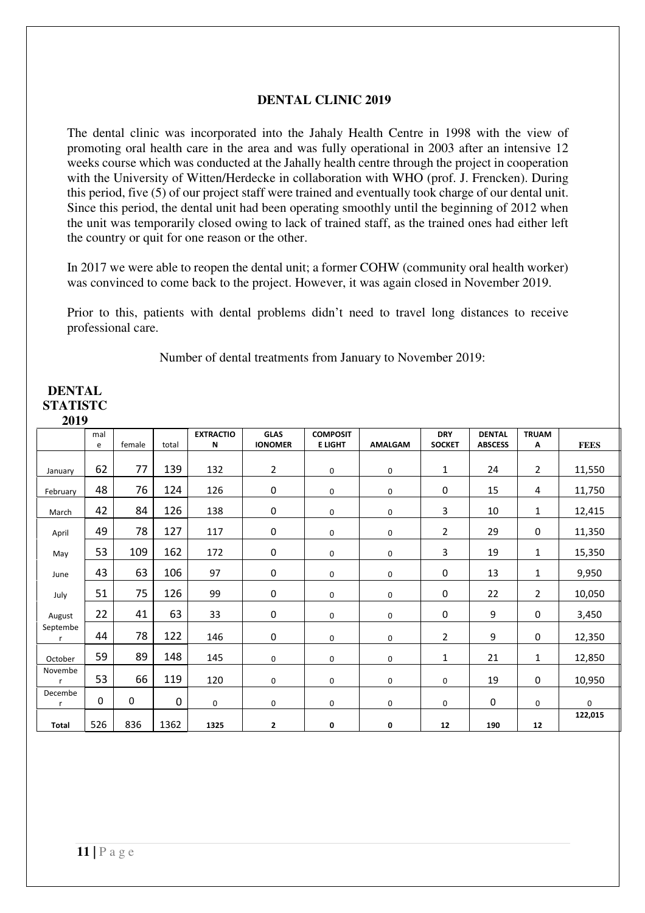## DENTAL CLINIC 2019

The dental clinic was incorporated into the Jahaly Health Centre in 1998 with the view of promoting oral health care in the area and was fully operational in 2003 after an intensive 12 weeks course which was conducted at the Jahally health centre through the project in cooperation with the University of Witten/Herdecke in collaboration with WHO (prof. J. Frencken). During this period, five (5) of our project staff were trained and eventually took charge of our dental unit. Since this period, the dental unit had been operating smoothly until the beginning of 2012 when the unit was temporarily closed owing to lack of trained staff, as the trained ones had either left the country or quit for one reason or the other.

In 2017 we were able to reopen the dental unit; a former COHW (community oral health worker) was convinced to come back to the project. However, it was again closed in November 2019.

Prior to this, patients with dental problems didn't need to travel long distances to receive professional care.

Number of dental treatments from January to November 2019:

**DENTAL STATISTC 2019**

| | male | female | total | EXTRACTION | GLAS IONOMER | COMPOSITE LIGHT | AMALGAM | DRY SOCKET | DENTAL ABSCESS | TRUAMA | FEES |
|---|---|---|---|---|---|---|---|---|---|---|---|
| January | 62 | 77 | 139 | 132 | 2 | 0 | 0 | 1 | 24 | 2 | 11,550 |
| February | 48 | 76 | 124 | 126 | 0 | 0 | 0 | 0 | 15 | 4 | 11,750 |
| March | 42 | 84 | 126 | 138 | 0 | 0 | 0 | 3 | 10 | 1 | 12,415 |
| April | 49 | 78 | 127 | 117 | 0 | 0 | 0 | 2 | 29 | 0 | 11,350 |
| May | 53 | 109 | 162 | 172 | 0 | 0 | 0 | 3 | 19 | 1 | 15,350 |
| June | 43 | 63 | 106 | 97 | 0 | 0 | 0 | 0 | 13 | 1 | 9,950 |
| July | 51 | 75 | 126 | 99 | 0 | 0 | 0 | 0 | 22 | 2 | 10,050 |
| August | 22 | 41 | 63 | 33 | 0 | 0 | 0 | 0 | 9 | 0 | 3,450 |
| September | 44 | 78 | 122 | 146 | 0 | 0 | 0 | 2 | 9 | 0 | 12,350 |
| October | 59 | 89 | 148 | 145 | 0 | 0 | 0 | 1 | 21 | 1 | 12,850 |
| November | 53 | 66 | 119 | 120 | 0 | 0 | 0 | 0 | 19 | 0 | 10,950 |
| December | 0 | 0 | 0 | 0 | 0 | 0 | 0 | 0 | 0 | 0 | 0 |
| **Total** | 526 | 836 | 1362 | **1325** | **2** | **0** | **0** | **12** | **190** | **12** | **122,015** |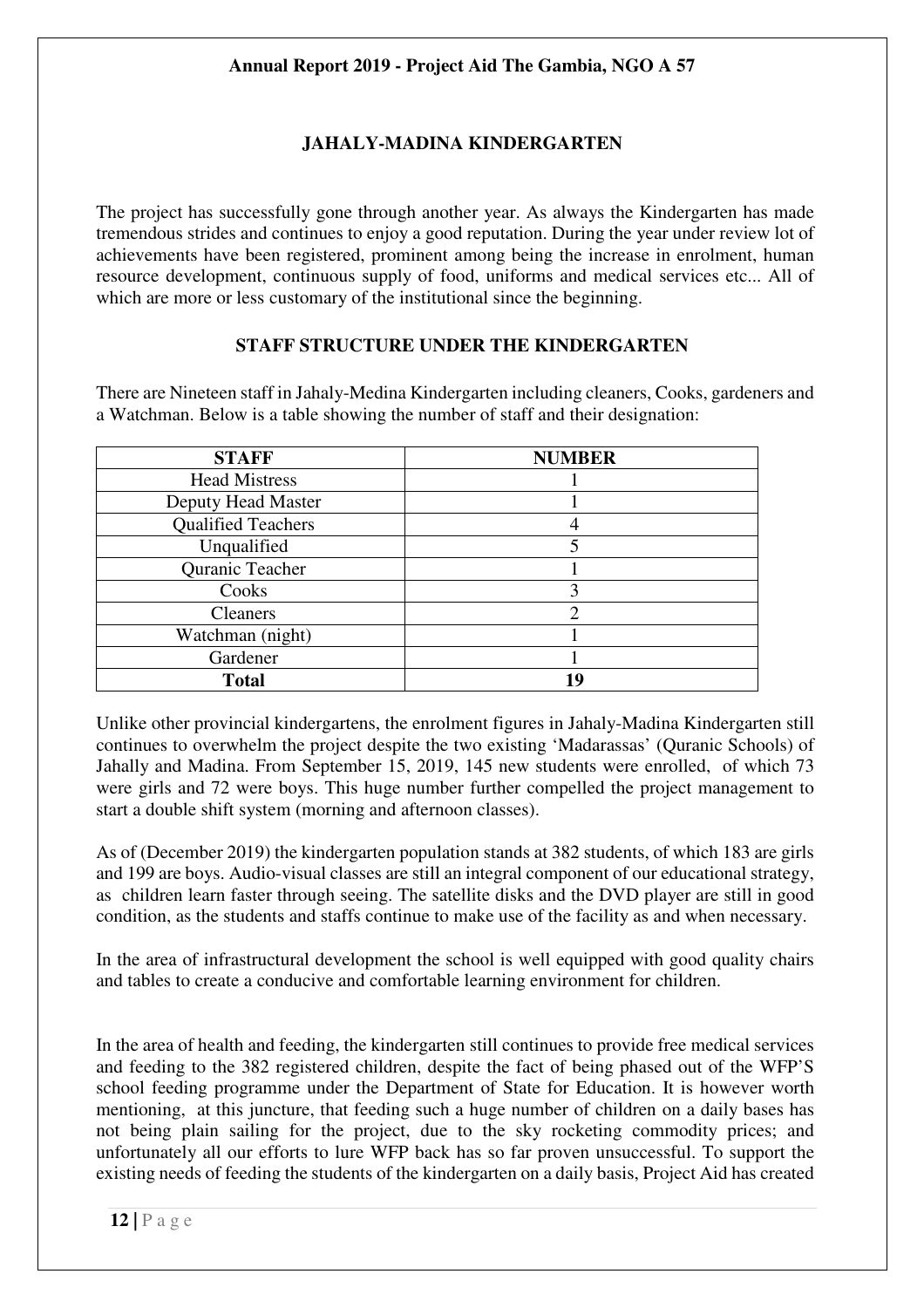## JAHALY-MADINA KINDERGARTEN

The project has successfully gone through another year. As always the Kindergarten has made tremendous strides and continues to enjoy a good reputation. During the year under review lot of achievements have been registered, prominent among being the increase in enrolment, human resource development, continuous supply of food, uniforms and medical services etc... All of which are more or less customary of the institutional since the beginning.

### STAFF STRUCTURE UNDER THE KINDERGARTEN

There are Nineteen staff in Jahaly-Medina Kindergarten including cleaners, Cooks, gardeners and a Watchman. Below is a table showing the number of staff and their designation:

| STAFF | NUMBER |
|---|---|
| Head Mistress | 1 |
| Deputy Head Master | 1 |
| Qualified Teachers | 4 |
| Unqualified | 5 |
| Quranic Teacher | 1 |
| Cooks | 3 |
| Cleaners | 2 |
| Watchman (night) | 1 |
| Gardener | 1 |
| **Total** | **19** |

Unlike other provincial kindergartens, the enrolment figures in Jahaly-Madina Kindergarten still continues to overwhelm the project despite the two existing 'Madarassas' (Quranic Schools) of Jahally and Madina. From September 15, 2019, 145 new students were enrolled, of which 73 were girls and 72 were boys. This huge number further compelled the project management to start a double shift system (morning and afternoon classes).

As of (December 2019) the kindergarten population stands at 382 students, of which 183 are girls and 199 are boys. Audio-visual classes are still an integral component of our educational strategy, as children learn faster through seeing. The satellite disks and the DVD player are still in good condition, as the students and staffs continue to make use of the facility as and when necessary.

In the area of infrastructural development the school is well equipped with good quality chairs and tables to create a conducive and comfortable learning environment for children.

In the area of health and feeding, the kindergarten still continues to provide free medical services and feeding to the 382 registered children, despite the fact of being phased out of the WFP'S school feeding programme under the Department of State for Education. It is however worth mentioning, at this juncture, that feeding such a huge number of children on a daily bases has not being plain sailing for the project, due to the sky rocketing commodity prices; and unfortunately all our efforts to lure WFP back has so far proven unsuccessful. To support the existing needs of feeding the students of the kindergarten on a daily basis, Project Aid has created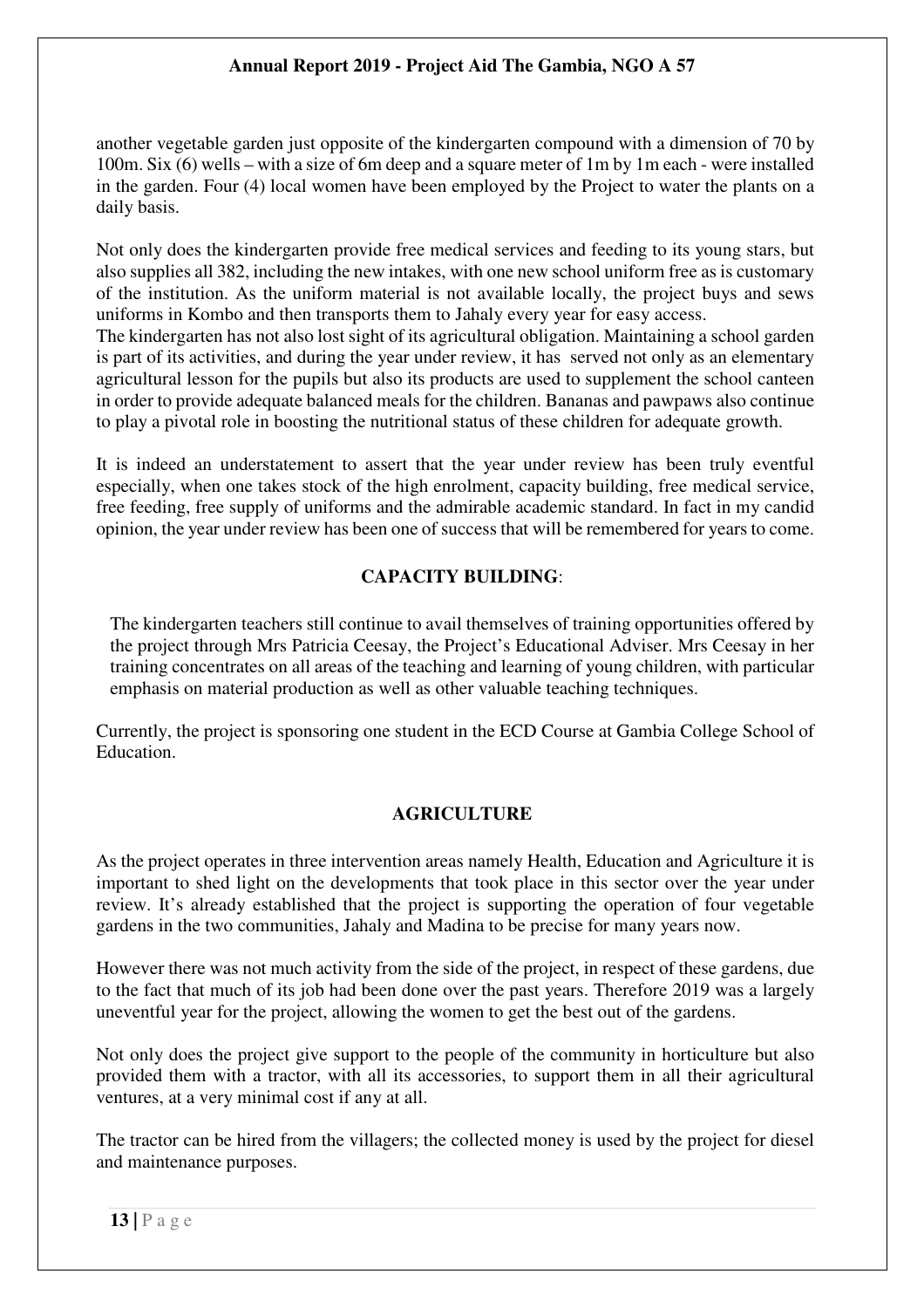another vegetable garden just opposite of the kindergarten compound with a dimension of 70 by 100m. Six (6) wells – with a size of 6m deep and a square meter of 1m by 1m each - were installed in the garden. Four (4) local women have been employed by the Project to water the plants on a daily basis.

Not only does the kindergarten provide free medical services and feeding to its young stars, but also supplies all 382, including the new intakes, with one new school uniform free as is customary of the institution. As the uniform material is not available locally, the project buys and sews uniforms in Kombo and then transports them to Jahaly every year for easy access.
The kindergarten has not also lost sight of its agricultural obligation. Maintaining a school garden is part of its activities, and during the year under review, it has served not only as an elementary agricultural lesson for the pupils but also its products are used to supplement the school canteen in order to provide adequate balanced meals for the children. Bananas and pawpaws also continue to play a pivotal role in boosting the nutritional status of these children for adequate growth.

It is indeed an understatement to assert that the year under review has been truly eventful especially, when one takes stock of the high enrolment, capacity building, free medical service, free feeding, free supply of uniforms and the admirable academic standard. In fact in my candid opinion, the year under review has been one of success that will be remembered for years to come.

## CAPACITY BUILDING:

The kindergarten teachers still continue to avail themselves of training opportunities offered by the project through Mrs Patricia Ceesay, the Project's Educational Adviser. Mrs Ceesay in her training concentrates on all areas of the teaching and learning of young children, with particular emphasis on material production as well as other valuable teaching techniques.

Currently, the project is sponsoring one student in the ECD Course at Gambia College School of Education.

## AGRICULTURE

As the project operates in three intervention areas namely Health, Education and Agriculture it is important to shed light on the developments that took place in this sector over the year under review. It's already established that the project is supporting the operation of four vegetable gardens in the two communities, Jahaly and Madina to be precise for many years now.

However there was not much activity from the side of the project, in respect of these gardens, due to the fact that much of its job had been done over the past years. Therefore 2019 was a largely uneventful year for the project, allowing the women to get the best out of the gardens.

Not only does the project give support to the people of the community in horticulture but also provided them with a tractor, with all its accessories, to support them in all their agricultural ventures, at a very minimal cost if any at all.

The tractor can be hired from the villagers; the collected money is used by the project for diesel and maintenance purposes.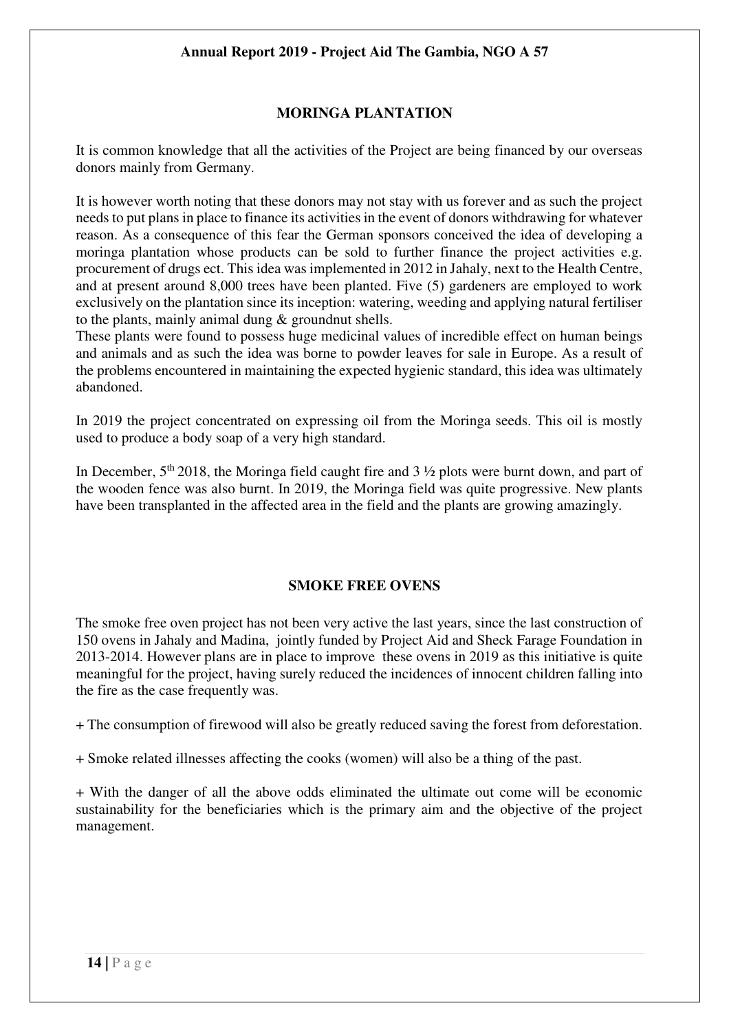## MORINGA PLANTATION

It is common knowledge that all the activities of the Project are being financed by our overseas donors mainly from Germany.

It is however worth noting that these donors may not stay with us forever and as such the project needs to put plans in place to finance its activities in the event of donors withdrawing for whatever reason. As a consequence of this fear the German sponsors conceived the idea of developing a moringa plantation whose products can be sold to further finance the project activities e.g. procurement of drugs ect. This idea was implemented in 2012 in Jahaly, next to the Health Centre, and at present around 8,000 trees have been planted. Five (5) gardeners are employed to work exclusively on the plantation since its inception: watering, weeding and applying natural fertiliser to the plants, mainly animal dung & groundnut shells.
These plants were found to possess huge medicinal values of incredible effect on human beings and animals and as such the idea was borne to powder leaves for sale in Europe. As a result of the problems encountered in maintaining the expected hygienic standard, this idea was ultimately abandoned.

In 2019 the project concentrated on expressing oil from the Moringa seeds. This oil is mostly used to produce a body soap of a very high standard.

In December, 5th 2018, the Moringa field caught fire and 3 ½ plots were burnt down, and part of the wooden fence was also burnt. In 2019, the Moringa field was quite progressive. New plants have been transplanted in the affected area in the field and the plants are growing amazingly.

## SMOKE FREE OVENS

The smoke free oven project has not been very active the last years, since the last construction of 150 ovens in Jahaly and Madina, jointly funded by Project Aid and Sheck Farage Foundation in 2013-2014. However plans are in place to improve these ovens in 2019 as this initiative is quite meaningful for the project, having surely reduced the incidences of innocent children falling into the fire as the case frequently was.

+ The consumption of firewood will also be greatly reduced saving the forest from deforestation.

+ Smoke related illnesses affecting the cooks (women) will also be a thing of the past.

+ With the danger of all the above odds eliminated the ultimate out come will be economic sustainability for the beneficiaries which is the primary aim and the objective of the project management.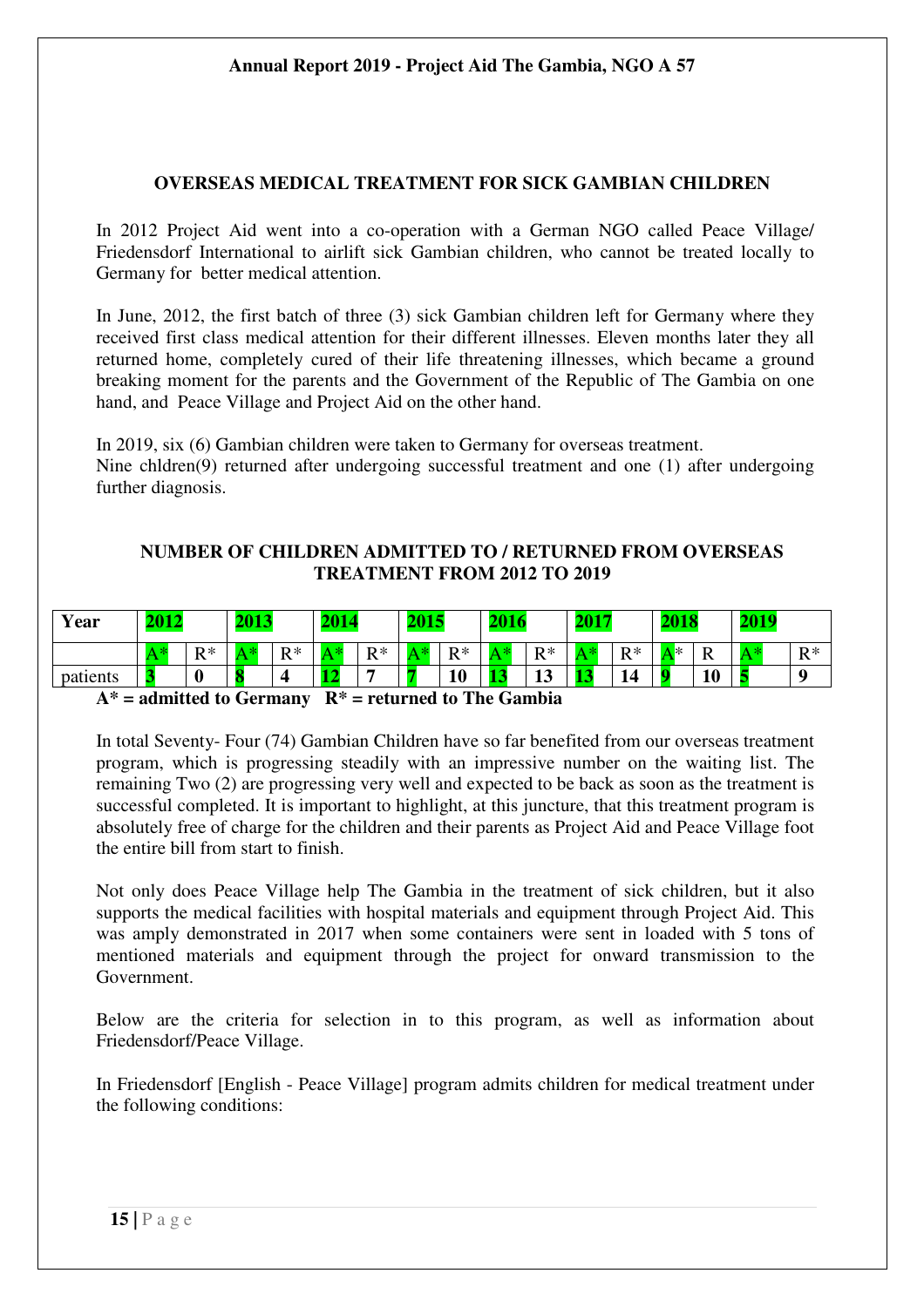## OVERSEAS MEDICAL TREATMENT FOR SICK GAMBIAN CHILDREN

In 2012 Project Aid went into a co-operation with a German NGO called Peace Village/ Friedensdorf International to airlift sick Gambian children, who cannot be treated locally to Germany for better medical attention.

In June, 2012, the first batch of three (3) sick Gambian children left for Germany where they received first class medical attention for their different illnesses. Eleven months later they all returned home, completely cured of their life threatening illnesses, which became a ground breaking moment for the parents and the Government of the Republic of The Gambia on one hand, and Peace Village and Project Aid on the other hand.

In 2019, six (6) Gambian children were taken to Germany for overseas treatment.
Nine chldren(9) returned after undergoing successful treatment and one (1) after undergoing further diagnosis.

### NUMBER OF CHILDREN ADMITTED TO / RETURNED FROM OVERSEAS TREATMENT FROM 2012 TO 2019

| Year | 2012 | | 2013 | | 2014 | | 2015 | | 2016 | | 2017 | | 2018 | | 2019 | |
|---|---|---|---|---|---|---|---|---|---|---|---|---|---|---|---|---|
| | A* | R* | A* | R* | A* | R* | A* | R* | A* | R* | A* | R* | A* | R | A* | R* |
| patients | **3** | **0** | **8** | **4** | **12** | **7** | **7** | **10** | **13** | **13** | **13** | **14** | **9** | **10** | **5** | **9** |

**A* = admitted to Germany   R* = returned to The Gambia**

In total Seventy- Four (74) Gambian Children have so far benefited from our overseas treatment program, which is progressing steadily with an impressive number on the waiting list. The remaining Two (2) are progressing very well and expected to be back as soon as the treatment is successful completed. It is important to highlight, at this juncture, that this treatment program is absolutely free of charge for the children and their parents as Project Aid and Peace Village foot the entire bill from start to finish.

Not only does Peace Village help The Gambia in the treatment of sick children, but it also supports the medical facilities with hospital materials and equipment through Project Aid. This was amply demonstrated in 2017 when some containers were sent in loaded with 5 tons of mentioned materials and equipment through the project for onward transmission to the Government.

Below are the criteria for selection in to this program, as well as information about Friedensdorf/Peace Village.

In Friedensdorf [English - Peace Village] program admits children for medical treatment under the following conditions: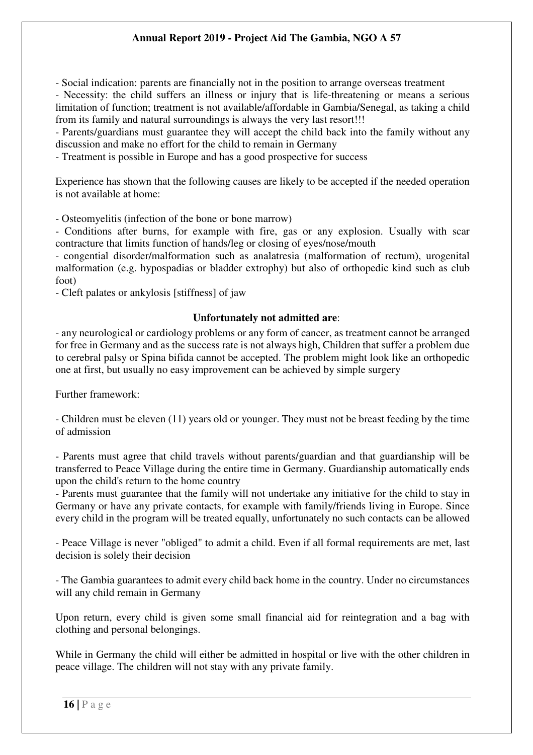- Social indication: parents are financially not in the position to arrange overseas treatment
- Necessity: the child suffers an illness or injury that is life-threatening or means a serious limitation of function; treatment is not available/affordable in Gambia/Senegal, as taking a child from its family and natural surroundings is always the very last resort!!!
- Parents/guardians must guarantee they will accept the child back into the family without any discussion and make no effort for the child to remain in Germany
- Treatment is possible in Europe and has a good prospective for success

Experience has shown that the following causes are likely to be accepted if the needed operation is not available at home:

- Osteomyelitis (infection of the bone or bone marrow)
- Conditions after burns, for example with fire, gas or any explosion. Usually with scar contracture that limits function of hands/leg or closing of eyes/nose/mouth
- congential disorder/malformation such as analatresia (malformation of rectum), urogenital malformation (e.g. hypospadias or bladder extrophy) but also of orthopedic kind such as club foot)
- Cleft palates or ankylosis [stiffness] of jaw

**Unfortunately not admitted are**:

- any neurological or cardiology problems or any form of cancer, as treatment cannot be arranged for free in Germany and as the success rate is not always high, Children that suffer a problem due to cerebral palsy or Spina bifida cannot be accepted. The problem might look like an orthopedic one at first, but usually no easy improvement can be achieved by simple surgery

Further framework:

- Children must be eleven (11) years old or younger. They must not be breast feeding by the time of admission

- Parents must agree that child travels without parents/guardian and that guardianship will be transferred to Peace Village during the entire time in Germany. Guardianship automatically ends upon the child's return to the home country
- Parents must guarantee that the family will not undertake any initiative for the child to stay in Germany or have any private contacts, for example with family/friends living in Europe. Since every child in the program will be treated equally, unfortunately no such contacts can be allowed

- Peace Village is never "obliged" to admit a child. Even if all formal requirements are met, last decision is solely their decision

- The Gambia guarantees to admit every child back home in the country. Under no circumstances will any child remain in Germany

Upon return, every child is given some small financial aid for reintegration and a bag with clothing and personal belongings.

While in Germany the child will either be admitted in hospital or live with the other children in peace village. The children will not stay with any private family.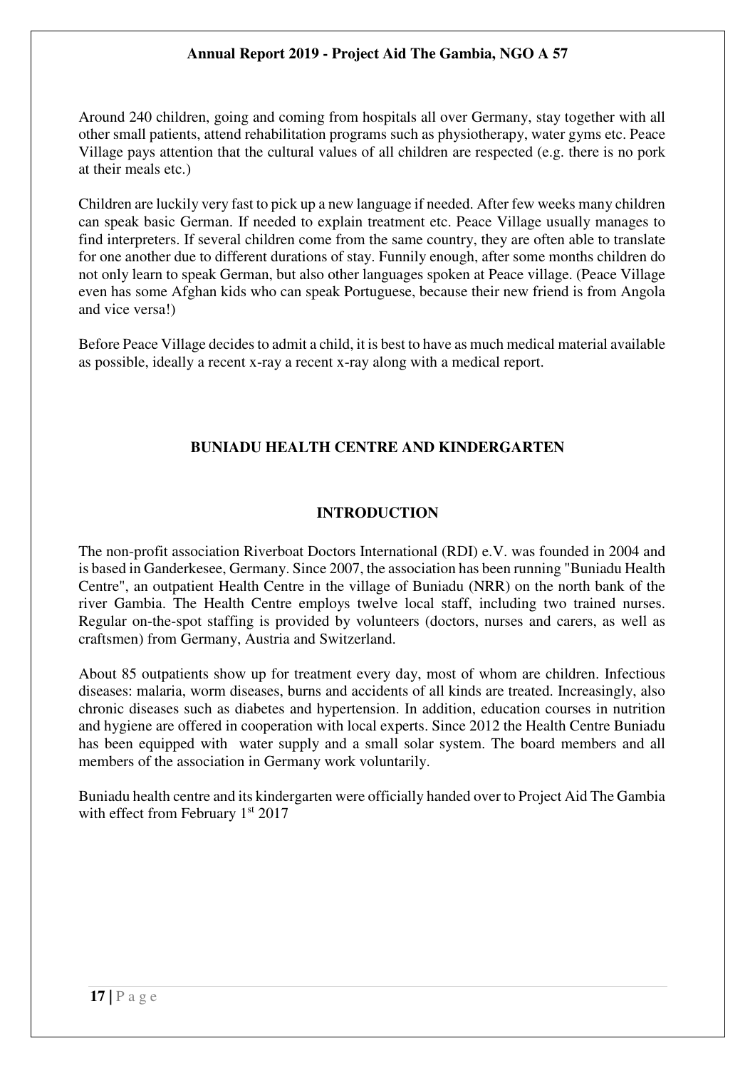Around 240 children, going and coming from hospitals all over Germany, stay together with all other small patients, attend rehabilitation programs such as physiotherapy, water gyms etc. Peace Village pays attention that the cultural values of all children are respected (e.g. there is no pork at their meals etc.)

Children are luckily very fast to pick up a new language if needed. After few weeks many children can speak basic German. If needed to explain treatment etc. Peace Village usually manages to find interpreters. If several children come from the same country, they are often able to translate for one another due to different durations of stay. Funnily enough, after some months children do not only learn to speak German, but also other languages spoken at Peace village. (Peace Village even has some Afghan kids who can speak Portuguese, because their new friend is from Angola and vice versa!)

Before Peace Village decides to admit a child, it is best to have as much medical material available as possible, ideally a recent x-ray a recent x-ray along with a medical report.

## BUNIADU HEALTH CENTRE AND KINDERGARTEN

### INTRODUCTION

The non-profit association Riverboat Doctors International (RDI) e.V. was founded in 2004 and is based in Ganderkesee, Germany. Since 2007, the association has been running "Buniadu Health Centre", an outpatient Health Centre in the village of Buniadu (NRR) on the north bank of the river Gambia. The Health Centre employs twelve local staff, including two trained nurses. Regular on-the-spot staffing is provided by volunteers (doctors, nurses and carers, as well as craftsmen) from Germany, Austria and Switzerland.

About 85 outpatients show up for treatment every day, most of whom are children. Infectious diseases: malaria, worm diseases, burns and accidents of all kinds are treated. Increasingly, also chronic diseases such as diabetes and hypertension. In addition, education courses in nutrition and hygiene are offered in cooperation with local experts. Since 2012 the Health Centre Buniadu has been equipped with water supply and a small solar system. The board members and all members of the association in Germany work voluntarily.

Buniadu health centre and its kindergarten were officially handed over to Project Aid The Gambia with effect from February 1st 2017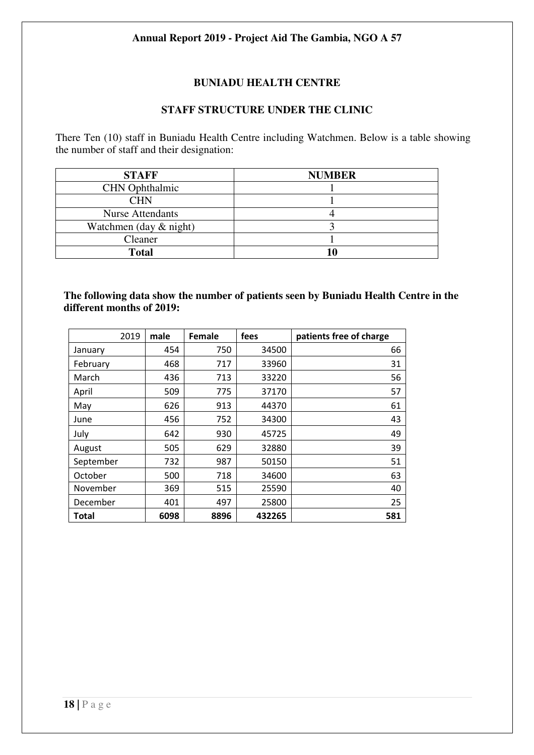## BUNIADU HEALTH CENTRE

### STAFF STRUCTURE UNDER THE CLINIC

There Ten (10) staff in Buniadu Health Centre including Watchmen. Below is a table showing the number of staff and their designation:

| STAFF | NUMBER |
|---|---|
| CHN Ophthalmic | 1 |
| CHN | 1 |
| Nurse Attendants | 4 |
| Watchmen (day & night) | 3 |
| Cleaner | 1 |
| **Total** | **10** |

**The following data show the number of patients seen by Buniadu Health Centre in the different months of 2019:**

| 2019 | male | Female | fees | patients free of charge |
|---|---|---|---|---|
| January | 454 | 750 | 34500 | 66 |
| February | 468 | 717 | 33960 | 31 |
| March | 436 | 713 | 33220 | 56 |
| April | 509 | 775 | 37170 | 57 |
| May | 626 | 913 | 44370 | 61 |
| June | 456 | 752 | 34300 | 43 |
| July | 642 | 930 | 45725 | 49 |
| August | 505 | 629 | 32880 | 39 |
| September | 732 | 987 | 50150 | 51 |
| October | 500 | 718 | 34600 | 63 |
| November | 369 | 515 | 25590 | 40 |
| December | 401 | 497 | 25800 | 25 |
| **Total** | **6098** | **8896** | **432265** | **581** |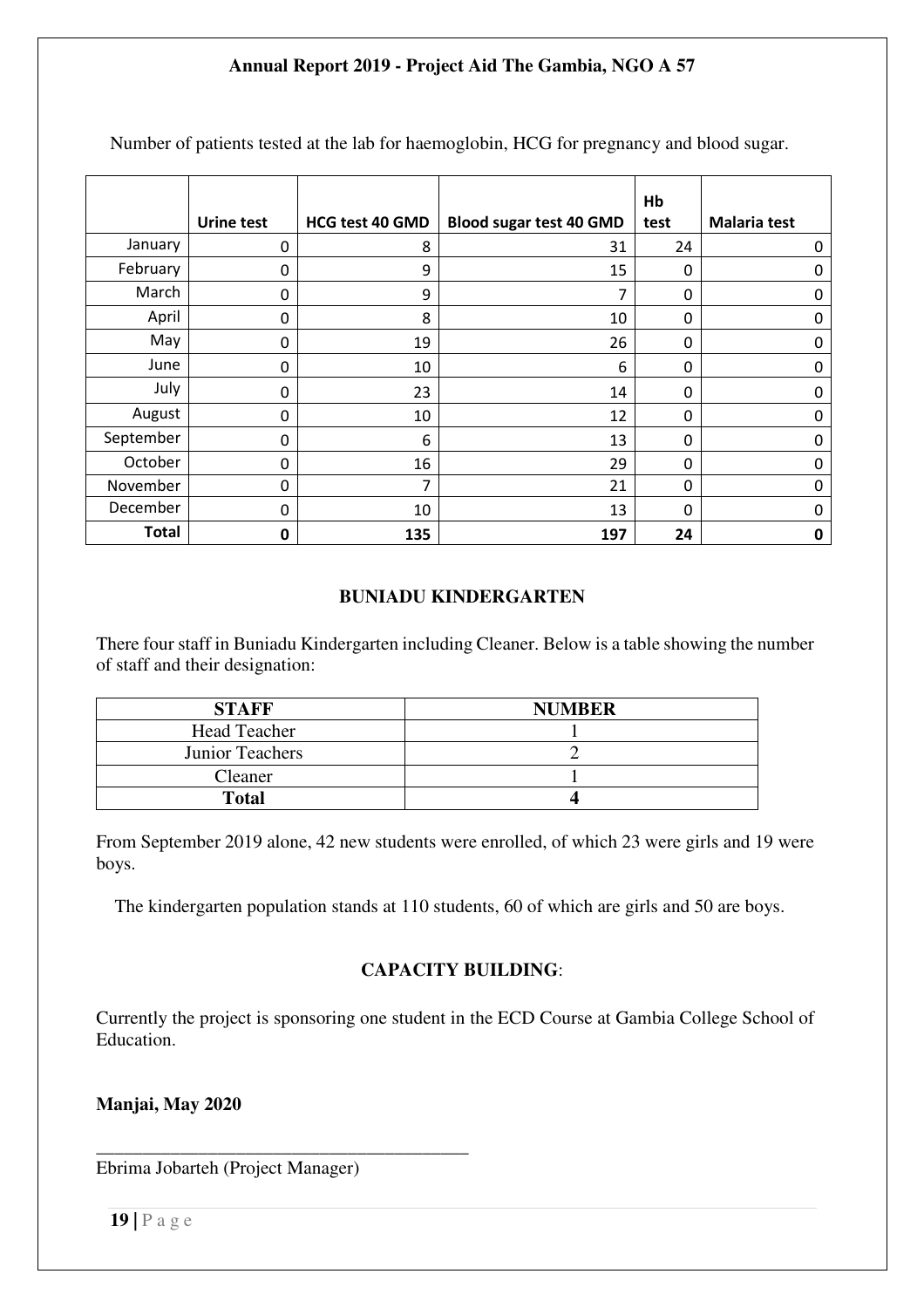Number of patients tested at the lab for haemoglobin, HCG for pregnancy and blood sugar.

| | Urine test | HCG test 40 GMD | Blood sugar test 40 GMD | Hb test | Malaria test |
|---|---|---|---|---|---|
| January | 0 | 8 | 31 | 24 | 0 |
| February | 0 | 9 | 15 | 0 | 0 |
| March | 0 | 9 | 7 | 0 | 0 |
| April | 0 | 8 | 10 | 0 | 0 |
| May | 0 | 19 | 26 | 0 | 0 |
| June | 0 | 10 | 6 | 0 | 0 |
| July | 0 | 23 | 14 | 0 | 0 |
| August | 0 | 10 | 12 | 0 | 0 |
| September | 0 | 6 | 13 | 0 | 0 |
| October | 0 | 16 | 29 | 0 | 0 |
| November | 0 | 7 | 21 | 0 | 0 |
| December | 0 | 10 | 13 | 0 | 0 |
| **Total** | **0** | **135** | **197** | **24** | **0** |

## BUNIADU KINDERGARTEN

There four staff in Buniadu Kindergarten including Cleaner. Below is a table showing the number of staff and their designation:

| STAFF | NUMBER |
|---|---|
| Head Teacher | 1 |
| Junior Teachers | 2 |
| Cleaner | 1 |
| **Total** | **4** |

From September 2019 alone, 42 new students were enrolled, of which 23 were girls and 19 were boys.

The kindergarten population stands at 110 students, 60 of which are girls and 50 are boys.

## CAPACITY BUILDING:

Currently the project is sponsoring one student in the ECD Course at Gambia College School of Education.

**Manjai, May 2020**

_________________________________________

Ebrima Jobarteh (Project Manager)